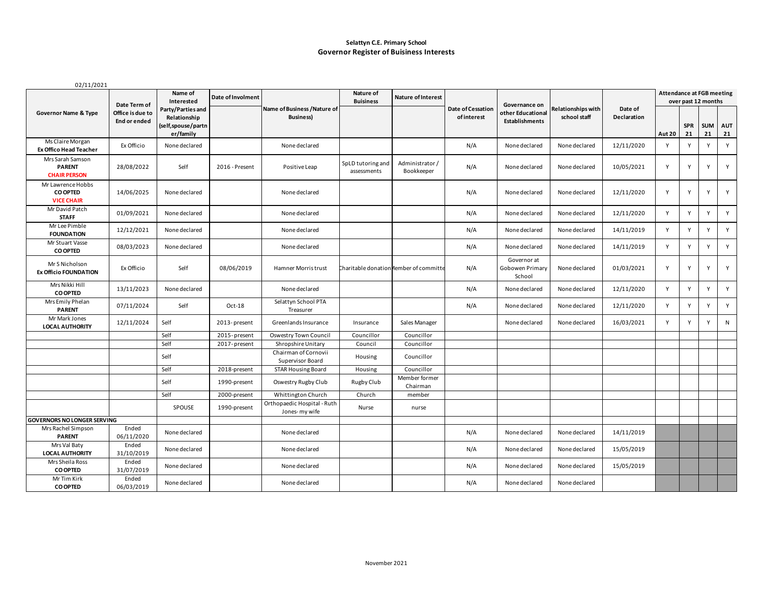**Selattyn C.E. Primary School**

## Governor Register of Buisiness Interests

02/11/2021

| Governor Name & Type | Date Term of Office is due to End or ended | Name of Interested Party/Parties and Relationship (self,spouse/partner/family | Date of Involment | Name of Business /Nature of Business) | Nature of Buisiness | Nature of Interest | Date of Cessation of interest | Governance on other Educational Establishments | Relationships with school staff | Date of Declaration | Attendance at FGB meeting over past 12 months | | | |
|---|---|---|---|---|---|---|---|---|---|---|---|---|---|---|
| | | | | | | | | | | | Aut 20 | SPR 21 | SUM 21 | AUT 21 |
| Ms Claire Morgan **Ex Offico Head Teacher** | Ex Officio | None declared | | None declared | | | N/A | None declared | None declared | 12/11/2020 | Y | Y | Y | Y |
| Mrs Sarah Samson **PARENT** **CHAIR PERSON** | 28/08/2022 | Self | 2016 - Present | Positive Leap | SpLD tutoring and assessments | Administrator / Bookkeeper | N/A | None declared | None declared | 10/05/2021 | Y | Y | Y | Y |
| Mr Lawrence Hobbs **CO OPTED** **VICE CHAIR** | 14/06/2025 | None declared | | None declared | | | N/A | None declared | None declared | 12/11/2020 | Y | Y | Y | Y |
| Mr David Patch **STAFF** | 01/09/2021 | None declared | | None declared | | | N/A | None declared | None declared | 12/11/2020 | Y | Y | Y | Y |
| Mr Lee Pimble **FOUNDATION** | 12/12/2021 | None declared | | None declared | | | N/A | None declared | None declared | 14/11/2019 | Y | Y | Y | Y |
| Mr Stuart Vasse **CO OPTED** | 08/03/2023 | None declared | | None declared | | | N/A | None declared | None declared | 14/11/2019 | Y | Y | Y | Y |
| Mr S Nicholson **Ex Officio FOUNDATION** | Ex Officio | Self | 08/06/2019 | Hamner Morris trust | Charitable donation | Member of committe | N/A | Governor at Gobowen Primary School | None declared | 01/03/2021 | Y | Y | Y | Y |
| Mrs Nikki Hill **CO OPTED** | 13/11/2023 | None declared | | None declared | | | N/A | None declared | None declared | 12/11/2020 | Y | Y | Y | Y |
| Mrs Emily Phelan **PARENT** | 07/11/2024 | Self | Oct-18 | Selattyn School PTA Treasurer | | | N/A | None declared | None declared | 12/11/2020 | Y | Y | Y | Y |
| Mr Mark Jones **LOCAL AUTHORITY** | 12/11/2024 | Self | 2013- present | Greenlands Insurance | Insurance | Sales Manager | | None declared | None declared | 16/03/2021 | Y | Y | Y | N |
| | | Self | 2015- present | Oswestry Town Council | Councillor | Councillor | | | | | | | | |
| | | Self | 2017- present | Shropshire Unitary | Council | Councillor | | | | | | | | |
| | | Self | | Chairman of Cornovii Supervisor Board | Housing | Councillor | | | | | | | | |
| | | Self | 2018-present | STAR Housing Board | Housing | Councillor | | | | | | | | |
| | | Self | 1990-present | Oswestry Rugby Club | Rugby Club | Member former Chairman | | | | | | | | |
| | | Self | 2000-present | Whittington Church | Church | member | | | | | | | | |
| | | SPOUSE | 1990-present | Orthopaedic Hospital - Ruth Jones- my wife | Nurse | nurse | | | | | | | | |
| **GOVERNORS NO LONGER SERVING** | | | | | | | | | | | | | | |
| Mrs Rachel Simpson **PARENT** | Ended 06/11/2020 | None declared | | None declared | | | N/A | None declared | None declared | 14/11/2019 | | | | |
| Mrs Val Baty **LOCAL AUTHORITY** | Ended 31/10/2019 | None declared | | None declared | | | N/A | None declared | None declared | 15/05/2019 | | | | |
| Mrs Sheila Ross **CO OPTED** | Ended 31/07/2019 | None declared | | None declared | | | N/A | None declared | None declared | 15/05/2019 | | | | |
| Mr Tim Kirk **CO OPTED** | Ended 06/03/2019 | None declared | | None declared | | | N/A | None declared | None declared | | | | | |

November 2021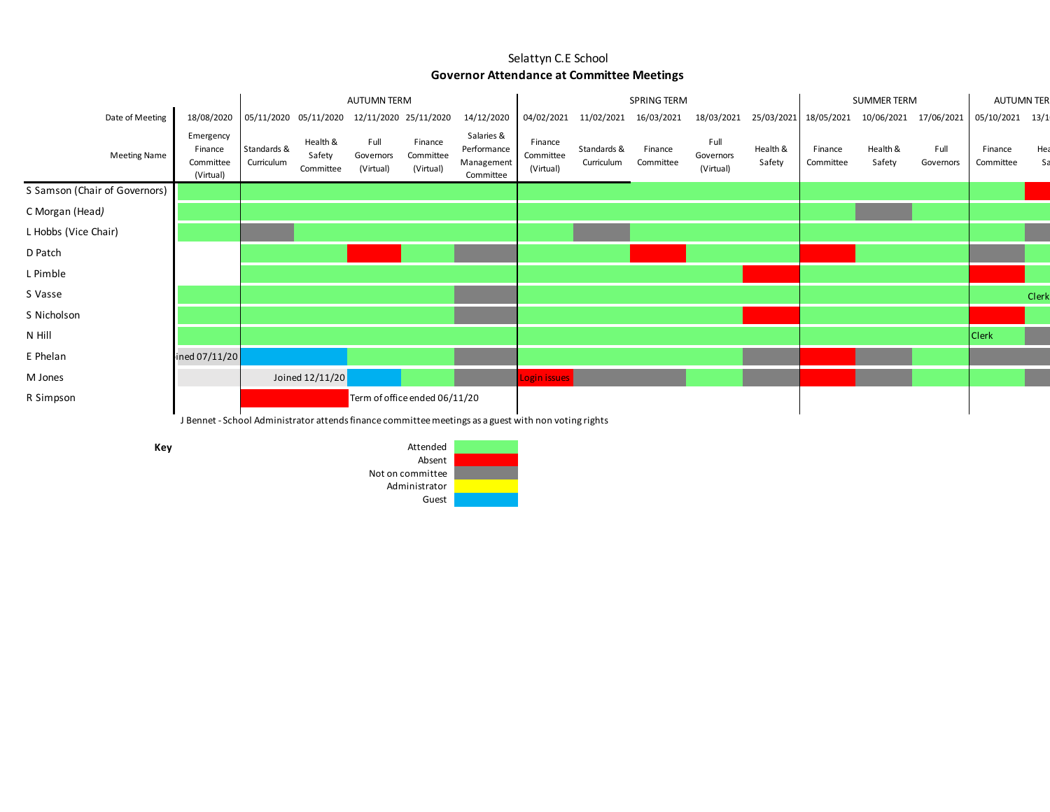Selattyn C.E School

**Governor Attendance at Committee Meetings**

| | | AUTUMN TERM | | | | | SPRING TERM | | | | | SUMMER TERM | | | AUTUMN TER... | |
|---|---|---|---|---|---|---|---|---|---|---|---|---|---|---|---|---|
| **Date of Meeting** | 18/08/2020 | 05/11/2020 | 05/11/2020 | 12/11/2020 | 25/11/2020 | 14/12/2020 | 04/02/2021 | 11/02/2021 | 16/03/2021 | 18/03/2021 | 25/03/2021 | 18/05/2021 | 10/06/2021 | 17/06/2021 | 05/10/2021 | 13/1... |
| **Meeting Name** | Emergency Finance Committee (Virtual) | Standards & Curriculum | Health & Safety Committee | Full Governors (Virtual) | Finance Committee (Virtual) | Salaries & Performance Management Committee | Finance Committee (Virtual) | Standards & Curriculum | Finance Committee | Full Governors (Virtual) | Health & Safety | Finance Committee | Health & Safety | Full Governors | Finance Committee | Hea... Sa... |
| S Samson (Chair of Governors) | Attended | Attended | Attended | Attended | Attended | Attended | Attended | Attended | Attended | Attended | Attended | Attended | Attended | Attended | Attended | Absent |
| C Morgan (Head) | Attended | Attended | Attended | Attended | Attended | Attended | Attended | Attended | Attended | Attended | Attended | Attended | Not on committee | Attended | Attended | Attended |
| L Hobbs (Vice Chair) | Attended | Not on committee | Attended | Attended | Attended | Attended | Attended | Not on committee | Attended | Attended | Attended | Attended | Attended | Attended | Attended | Not on committee |
| D Patch | | Attended | Attended | Absent | Attended | Not on committee | Attended | Attended | Absent | Attended | Attended | Absent | Attended | Attended | Not on committee | Attended |
| L Pimble | | Attended | Attended | Attended | Attended | Attended | Attended | Attended | Attended | Attended | Absent | Attended | Attended | Attended | Absent | Attended |
| S Vasse | Attended | Attended | Attended | Attended | Attended | Not on committee | Attended | Attended | Attended | Attended | Attended | Attended | Attended | Attended | Attended | Clerk |
| S Nicholson | Attended | Attended | Attended | Attended | Attended | Not on committee | Attended | Attended | Attended | Attended | Absent | Attended | Attended | Attended | Absent | Attended |
| N Hill | Attended | Attended | Attended | Attended | Attended | Attended | Attended | Attended | Attended | Attended | Attended | Attended | Attended | Attended | Clerk | Not on committee |
| E Phelan | Joined 07/11/20 | Guest | Guest | Attended | Attended | Not on committee | Attended | Attended | Attended | Attended | Not on committee | Absent | Not on committee | Attended | Not on committee | Not on committee |
| M Jones | | Joined 12/11/20 | | Guest | Attended | Not on committee | Absent (Login issues) | Not on committee | Not on committee | Attended | Not on committee | Absent | Not on committee | Attended | Attended | Not on committee |
| R Simpson | | Absent | Absent | Term of office ended 06/11/20 | | | | | | | | | | | | |

J Bennet - School Administrator attends finance committee meetings as a guest with non voting rights

**Key**

| | |
|---|---|
| Attended | Green |
| Absent | Red |
| Not on committee | Grey |
| Administrator | Yellow |
| Guest | Blue |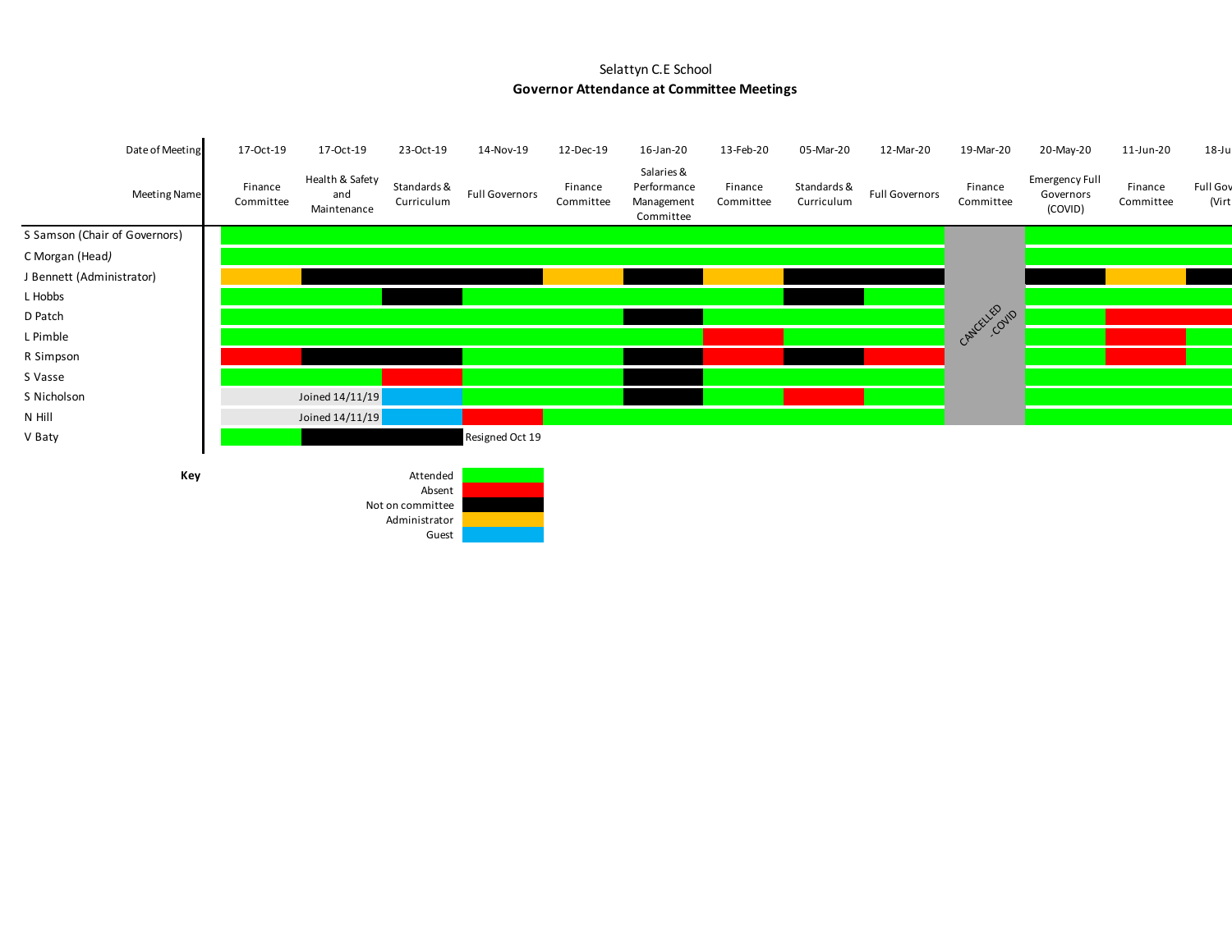Selattyn C.E School

**Governor Attendance at Committee Meetings**

| Date of Meeting | 17-Oct-19 | 17-Oct-19 | 23-Oct-19 | 14-Nov-19 | 12-Dec-19 | 16-Jan-20 | 13-Feb-20 | 05-Mar-20 | 12-Mar-20 | 19-Mar-20 | 20-May-20 | 11-Jun-20 | 18-Ju |
|---|---|---|---|---|---|---|---|---|---|---|---|---|---|
| **Meeting Name** | Finance Committee | Health & Safety and Maintenance | Standards & Curriculum | Full Governors | Finance Committee | Salaries & Performance Management Committee | Finance Committee | Standards & Curriculum | Full Governors | Finance Committee | Emergency Full Governors (COVID) | Finance Committee | Full Gov (Virt |
| S Samson (Chair of Governors) | Attended | Attended | Attended | Attended | Attended | Attended | Attended | Attended | Attended | CANCELLED - COVID | Attended | Attended | Attended |
| C Morgan (Head) | Attended | Attended | Attended | Attended | Attended | Attended | Attended | Attended | Attended | CANCELLED - COVID | Attended | Attended | Attended |
| J Bennett (Administrator) | Administrator | Not on committee | Not on committee | Not on committee | Administrator | Not on committee | Administrator | Not on committee | Not on committee | CANCELLED - COVID | Not on committee | Administrator | Not on committee |
| L Hobbs | Attended | Attended | Not on committee | Attended | Attended | Attended | Attended | Not on committee | Attended | CANCELLED - COVID | Attended | Attended | Attended |
| D Patch | Attended | Attended | Attended | Attended | Attended | Not on committee | Attended | Attended | Attended | CANCELLED - COVID | Attended | Absent | Absent |
| L Pimble | Attended | Attended | Attended | Attended | Attended | Attended | Absent | Attended | Attended | CANCELLED - COVID | Attended | Absent | Attended |
| R Simpson | Absent | Not on committee | Not on committee | Attended | Attended | Not on committee | Absent | Not on committee | Absent | CANCELLED - COVID | Attended | Absent | Attended |
| S Vasse | Attended | Attended | Absent | Attended | Attended | Not on committee | Attended | Attended | Attended | CANCELLED - COVID | Attended | Attended | Attended |
| S Nicholson | Joined 14/11/19 | Joined 14/11/19 | Guest | Attended | Attended | Not on committee | Attended | Absent | Attended | CANCELLED - COVID | Attended | Attended | Attended |
| N Hill | Joined 14/11/19 | Joined 14/11/19 | Guest | Absent | Attended | Attended | Attended | Attended | Attended | CANCELLED - COVID | Attended | Attended | Attended |
| V Baty | Attended | Not on committee | Not on committee | Resigned Oct 19 | | | | | | | | | |

**Key**

- Attended (green)
- Absent (red)
- Not on committee (black)
- Administrator (orange)
- Guest (blue)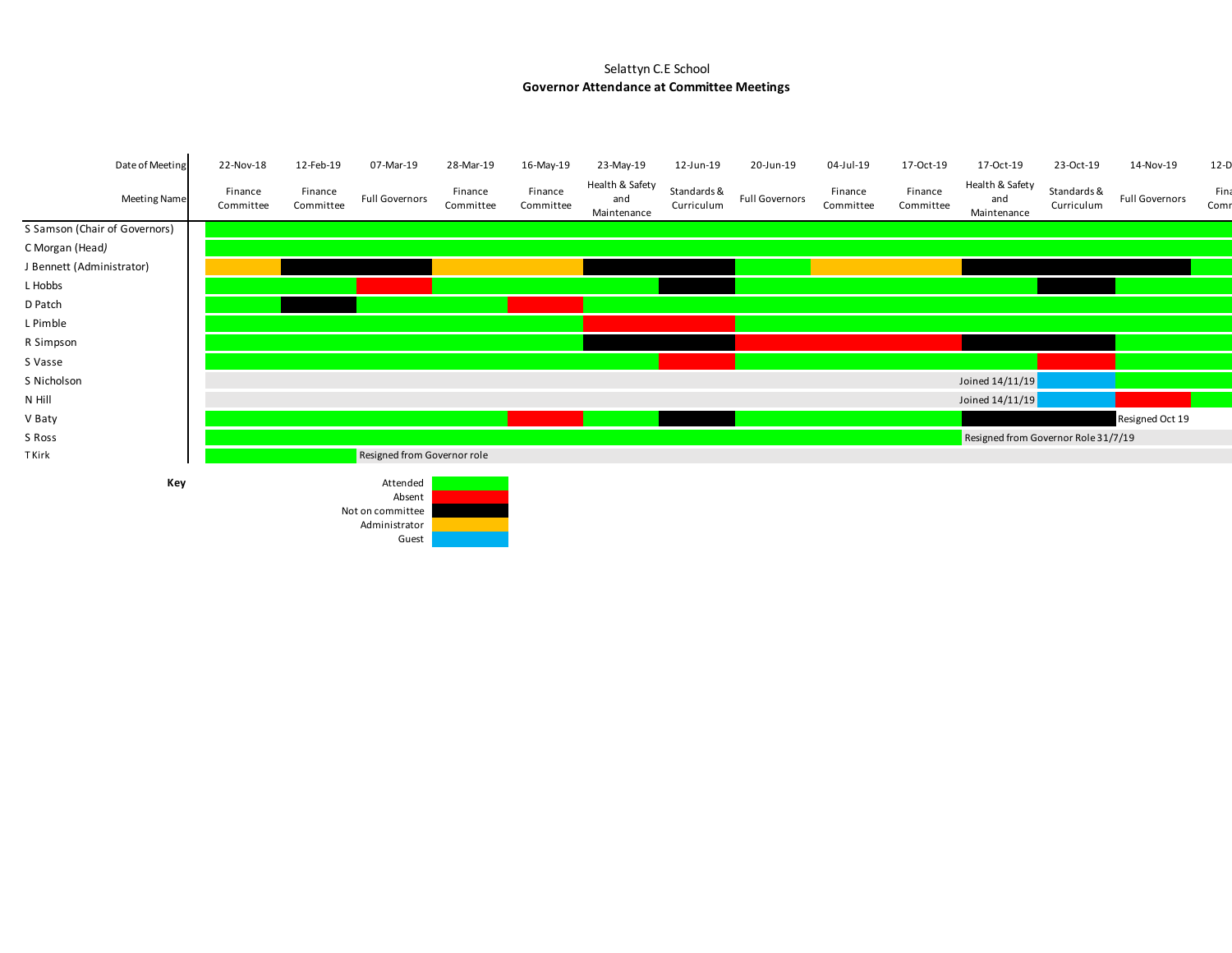Selattyn C.E School

**Governor Attendance at Committee Meetings**

| Date of Meeting | 22-Nov-18 | 12-Feb-19 | 07-Mar-19 | 28-Mar-19 | 16-May-19 | 23-May-19 | 12-Jun-19 | 20-Jun-19 | 04-Jul-19 | 17-Oct-19 | 17-Oct-19 | 23-Oct-19 | 14-Nov-19 | 12-D |
|---|---|---|---|---|---|---|---|---|---|---|---|---|---|---|
| **Meeting Name** | Finance Committee | Finance Committee | Full Governors | Finance Committee | Finance Committee | Health & Safety and Maintenance | Standards & Curriculum | Full Governors | Finance Committee | Finance Committee | Health & Safety and Maintenance | Standards & Curriculum | Full Governors | Fina Comm |
| S Samson (Chair of Governors) | Attended | Attended | Attended | Attended | Attended | Attended | Attended | Attended | Attended | Attended | Attended | Attended | Attended | Attended |
| C Morgan (Head) | Attended | Attended | Attended | Attended | Attended | Attended | Attended | Attended | Attended | Attended | Attended | Attended | Attended | Attended |
| J Bennett (Administrator) | Administrator | Not on committee | Not on committee | Administrator | Administrator | Not on committee | Not on committee | Attended | Administrator | Administrator | Not on committee | Not on committee | Not on committee | Attended |
| L Hobbs | Attended | Attended | Absent | Attended | Attended | Attended | Not on committee | Attended | Attended | Attended | Attended | Not on committee | Attended | Attended |
| D Patch | Attended | Not on committee | Attended | Attended | Absent | Attended | Attended | Attended | Attended | Attended | Attended | Attended | Attended | Attended |
| L Pimble | Attended | Attended | Attended | Attended | Attended | Absent | Absent | Attended | Attended | Attended | Attended | Attended | Attended | Attended |
| R Simpson | Attended | Attended | Attended | Attended | Attended | Not on committee | Not on committee | Absent | Absent | Absent | Not on committee | Not on committee | Attended | Attended |
| S Vasse | Attended | Attended | Attended | Attended | Attended | Attended | Absent | Attended | Attended | Attended | Attended | Absent | Attended | Attended |
| S Nicholson | | | | | | | | | | | Joined 14/11/19 | Guest | Attended | Attended |
| N Hill | | | | | | | | | | | Joined 14/11/19 | Guest | Absent | Attended |
| V Baty | Attended | Attended | Attended | Attended | Absent | Attended | Not on committee | Attended | Attended | Attended | Not on committee | Not on committee | Resigned Oct 19 | |
| S Ross | Attended | Attended | Attended | Attended | Attended | Attended | Attended | Attended | Attended | Attended | Resigned from Governor Role 31/7/19 | | | |
| T Kirk | Attended | Attended | Resigned from Governor role | | | | | | | | | | | |

**Key**

- Attended
- Absent
- Not on committee
- Administrator
- Guest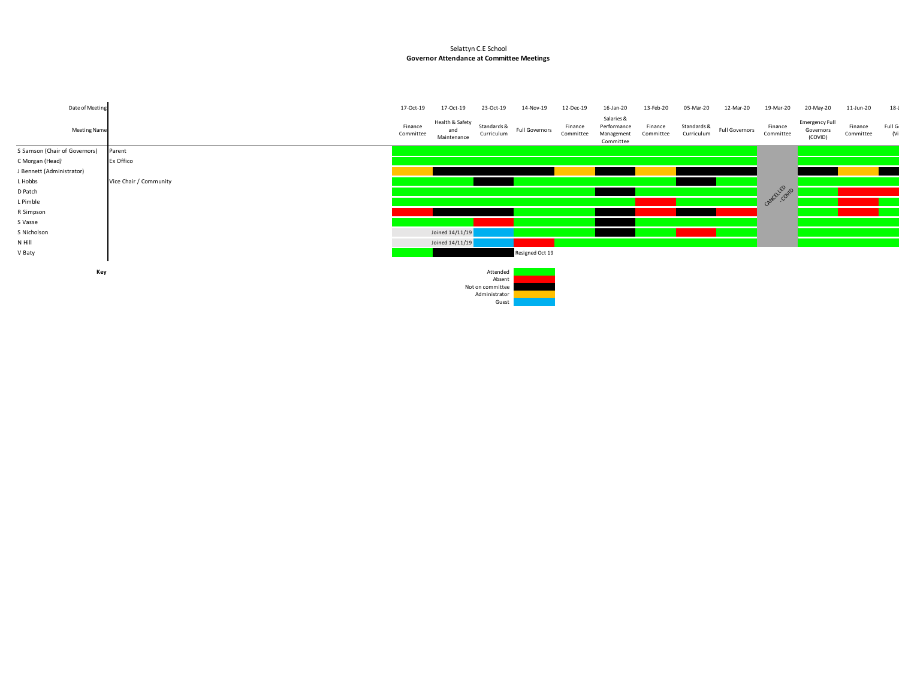Selattyn C.E School

**Governor Attendance at Committee Meetings**

| Date of Meeting | | 17-Oct-19 | 17-Oct-19 | 23-Oct-19 | 14-Nov-19 | 12-Dec-19 | 16-Jan-20 | 13-Feb-20 | 05-Mar-20 | 12-Mar-20 | 19-Mar-20 | 20-May-20 | 11-Jun-20 | 18-... |
|---|---|---|---|---|---|---|---|---|---|---|---|---|---|---|
| **Meeting Name** | | Finance Committee | Health & Safety and Maintenance | Standards & Curriculum | Full Governors | Finance Committee | Salaries & Performance Management Committee | Finance Committee | Standards & Curriculum | Full Governors | Finance Committee | Emergency Full Governors (COVID) | Finance Committee | Full G... (Vi... |
| S Samson (Chair of Governors) | Parent | | | | | | | | | | | | | |
| C Morgan (Head) | Ex Offico | | | | | | | | | | | | | |
| J Bennett (Administrator) | | | | | | | | | | | | | | |
| L Hobbs | Vice Chair / Community | | | | | | | | | | | | | |
| D Patch | | | | | | | | | | | CANCELLED - COVID | | | |
| L Pimble | | | | | | | | | | | | | | |
| R Simpson | | | | | | | | | | | | | | |
| S Vasse | | | | | | | | | | | | | | |
| S Nicholson | | | Joined 14/11/19 | | | | | | | | | | | |
| N Hill | | | Joined 14/11/19 | | | | | | | | | | | |
| V Baty | | | | | Resigned Oct 19 | | | | | | | | | |

**Key**

- Attended
- Absent
- Not on committee
- Administrator
- Guest